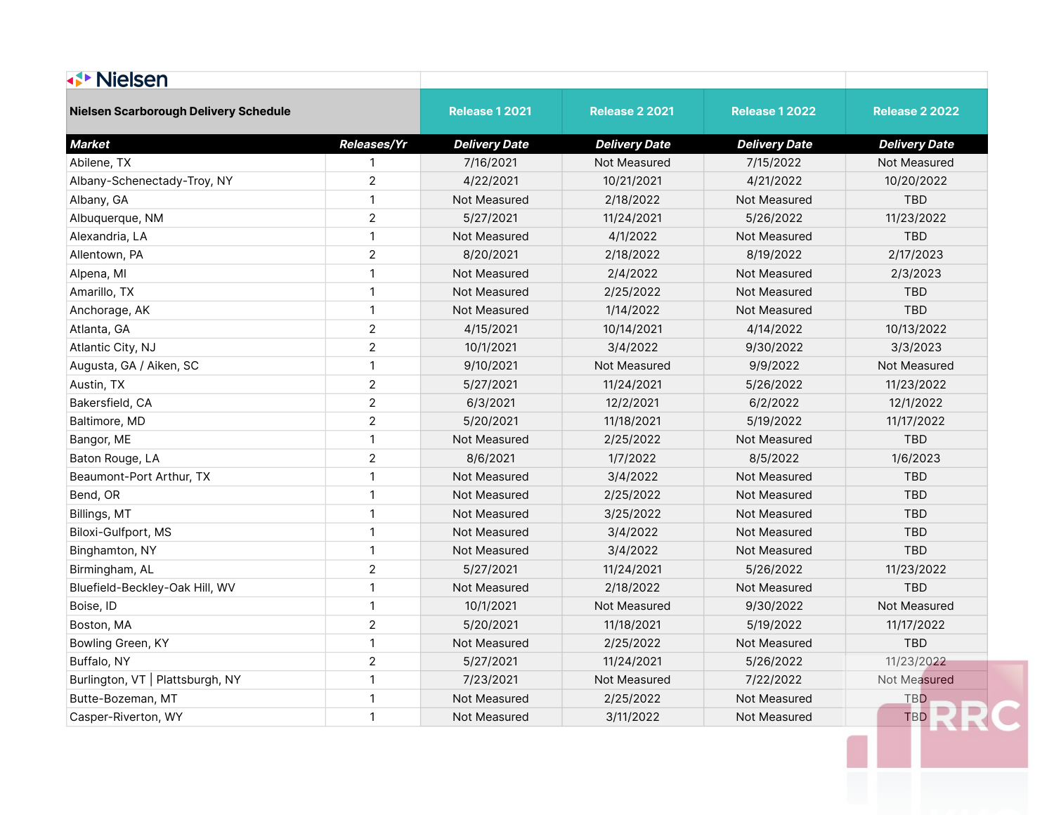Nielsen

| Nielsen Scarborough Delivery Schedule | | Release 1 2021 | Release 2 2021 | Release 1 2022 | Release 2 2022 |
|---|---|---|---|---|---|
| **Market** | **Releases/Yr** | **Delivery Date** | **Delivery Date** | **Delivery Date** | **Delivery Date** |
| Abilene, TX | 1 | 7/16/2021 | Not Measured | 7/15/2022 | Not Measured |
| Albany-Schenectady-Troy, NY | 2 | 4/22/2021 | 10/21/2021 | 4/21/2022 | 10/20/2022 |
| Albany, GA | 1 | Not Measured | 2/18/2022 | Not Measured | TBD |
| Albuquerque, NM | 2 | 5/27/2021 | 11/24/2021 | 5/26/2022 | 11/23/2022 |
| Alexandria, LA | 1 | Not Measured | 4/1/2022 | Not Measured | TBD |
| Allentown, PA | 2 | 8/20/2021 | 2/18/2022 | 8/19/2022 | 2/17/2023 |
| Alpena, MI | 1 | Not Measured | 2/4/2022 | Not Measured | 2/3/2023 |
| Amarillo, TX | 1 | Not Measured | 2/25/2022 | Not Measured | TBD |
| Anchorage, AK | 1 | Not Measured | 1/14/2022 | Not Measured | TBD |
| Atlanta, GA | 2 | 4/15/2021 | 10/14/2021 | 4/14/2022 | 10/13/2022 |
| Atlantic City, NJ | 2 | 10/1/2021 | 3/4/2022 | 9/30/2022 | 3/3/2023 |
| Augusta, GA / Aiken, SC | 1 | 9/10/2021 | Not Measured | 9/9/2022 | Not Measured |
| Austin, TX | 2 | 5/27/2021 | 11/24/2021 | 5/26/2022 | 11/23/2022 |
| Bakersfield, CA | 2 | 6/3/2021 | 12/2/2021 | 6/2/2022 | 12/1/2022 |
| Baltimore, MD | 2 | 5/20/2021 | 11/18/2021 | 5/19/2022 | 11/17/2022 |
| Bangor, ME | 1 | Not Measured | 2/25/2022 | Not Measured | TBD |
| Baton Rouge, LA | 2 | 8/6/2021 | 1/7/2022 | 8/5/2022 | 1/6/2023 |
| Beaumont-Port Arthur, TX | 1 | Not Measured | 3/4/2022 | Not Measured | TBD |
| Bend, OR | 1 | Not Measured | 2/25/2022 | Not Measured | TBD |
| Billings, MT | 1 | Not Measured | 3/25/2022 | Not Measured | TBD |
| Biloxi-Gulfport, MS | 1 | Not Measured | 3/4/2022 | Not Measured | TBD |
| Binghamton, NY | 1 | Not Measured | 3/4/2022 | Not Measured | TBD |
| Birmingham, AL | 2 | 5/27/2021 | 11/24/2021 | 5/26/2022 | 11/23/2022 |
| Bluefield-Beckley-Oak Hill, WV | 1 | Not Measured | 2/18/2022 | Not Measured | TBD |
| Boise, ID | 1 | 10/1/2021 | Not Measured | 9/30/2022 | Not Measured |
| Boston, MA | 2 | 5/20/2021 | 11/18/2021 | 5/19/2022 | 11/17/2022 |
| Bowling Green, KY | 1 | Not Measured | 2/25/2022 | Not Measured | TBD |
| Buffalo, NY | 2 | 5/27/2021 | 11/24/2021 | 5/26/2022 | 11/23/2022 |
| Burlington, VT \| Plattsburgh, NY | 1 | 7/23/2021 | Not Measured | 7/22/2022 | Not Measured |
| Butte-Bozeman, MT | 1 | Not Measured | 2/25/2022 | Not Measured | TBD |
| Casper-Riverton, WY | 1 | Not Measured | 3/11/2022 | Not Measured | TBD |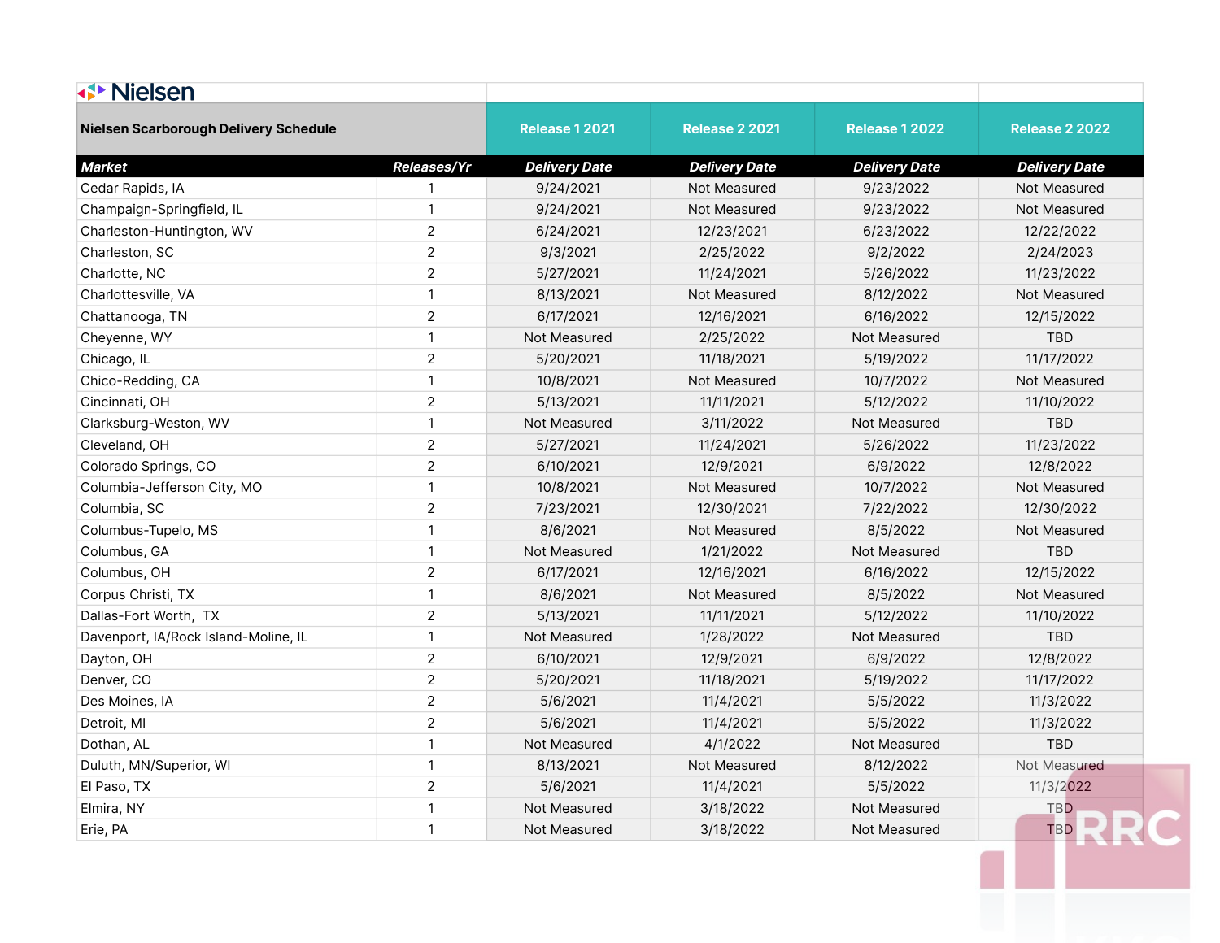Nielsen

| Nielsen Scarborough Delivery Schedule | | Release 1 2021 | Release 2 2021 | Release 1 2022 | Release 2 2022 |
|---|---|---|---|---|---|
| ***Market*** | ***Releases/Yr*** | ***Delivery Date*** | ***Delivery Date*** | ***Delivery Date*** | ***Delivery Date*** |
| Cedar Rapids, IA | 1 | 9/24/2021 | Not Measured | 9/23/2022 | Not Measured |
| Champaign-Springfield, IL | 1 | 9/24/2021 | Not Measured | 9/23/2022 | Not Measured |
| Charleston-Huntington, WV | 2 | 6/24/2021 | 12/23/2021 | 6/23/2022 | 12/22/2022 |
| Charleston, SC | 2 | 9/3/2021 | 2/25/2022 | 9/2/2022 | 2/24/2023 |
| Charlotte, NC | 2 | 5/27/2021 | 11/24/2021 | 5/26/2022 | 11/23/2022 |
| Charlottesville, VA | 1 | 8/13/2021 | Not Measured | 8/12/2022 | Not Measured |
| Chattanooga, TN | 2 | 6/17/2021 | 12/16/2021 | 6/16/2022 | 12/15/2022 |
| Cheyenne, WY | 1 | Not Measured | 2/25/2022 | Not Measured | TBD |
| Chicago, IL | 2 | 5/20/2021 | 11/18/2021 | 5/19/2022 | 11/17/2022 |
| Chico-Redding, CA | 1 | 10/8/2021 | Not Measured | 10/7/2022 | Not Measured |
| Cincinnati, OH | 2 | 5/13/2021 | 11/11/2021 | 5/12/2022 | 11/10/2022 |
| Clarksburg-Weston, WV | 1 | Not Measured | 3/11/2022 | Not Measured | TBD |
| Cleveland, OH | 2 | 5/27/2021 | 11/24/2021 | 5/26/2022 | 11/23/2022 |
| Colorado Springs, CO | 2 | 6/10/2021 | 12/9/2021 | 6/9/2022 | 12/8/2022 |
| Columbia-Jefferson City, MO | 1 | 10/8/2021 | Not Measured | 10/7/2022 | Not Measured |
| Columbia, SC | 2 | 7/23/2021 | 12/30/2021 | 7/22/2022 | 12/30/2022 |
| Columbus-Tupelo, MS | 1 | 8/6/2021 | Not Measured | 8/5/2022 | Not Measured |
| Columbus, GA | 1 | Not Measured | 1/21/2022 | Not Measured | TBD |
| Columbus, OH | 2 | 6/17/2021 | 12/16/2021 | 6/16/2022 | 12/15/2022 |
| Corpus Christi, TX | 1 | 8/6/2021 | Not Measured | 8/5/2022 | Not Measured |
| Dallas-Fort Worth, TX | 2 | 5/13/2021 | 11/11/2021 | 5/12/2022 | 11/10/2022 |
| Davenport, IA/Rock Island-Moline, IL | 1 | Not Measured | 1/28/2022 | Not Measured | TBD |
| Dayton, OH | 2 | 6/10/2021 | 12/9/2021 | 6/9/2022 | 12/8/2022 |
| Denver, CO | 2 | 5/20/2021 | 11/18/2021 | 5/19/2022 | 11/17/2022 |
| Des Moines, IA | 2 | 5/6/2021 | 11/4/2021 | 5/5/2022 | 11/3/2022 |
| Detroit, MI | 2 | 5/6/2021 | 11/4/2021 | 5/5/2022 | 11/3/2022 |
| Dothan, AL | 1 | Not Measured | 4/1/2022 | Not Measured | TBD |
| Duluth, MN/Superior, WI | 1 | 8/13/2021 | Not Measured | 8/12/2022 | Not Measured |
| El Paso, TX | 2 | 5/6/2021 | 11/4/2021 | 5/5/2022 | 11/3/2022 |
| Elmira, NY | 1 | Not Measured | 3/18/2022 | Not Measured | TBD |
| Erie, PA | 1 | Not Measured | 3/18/2022 | Not Measured | TBD |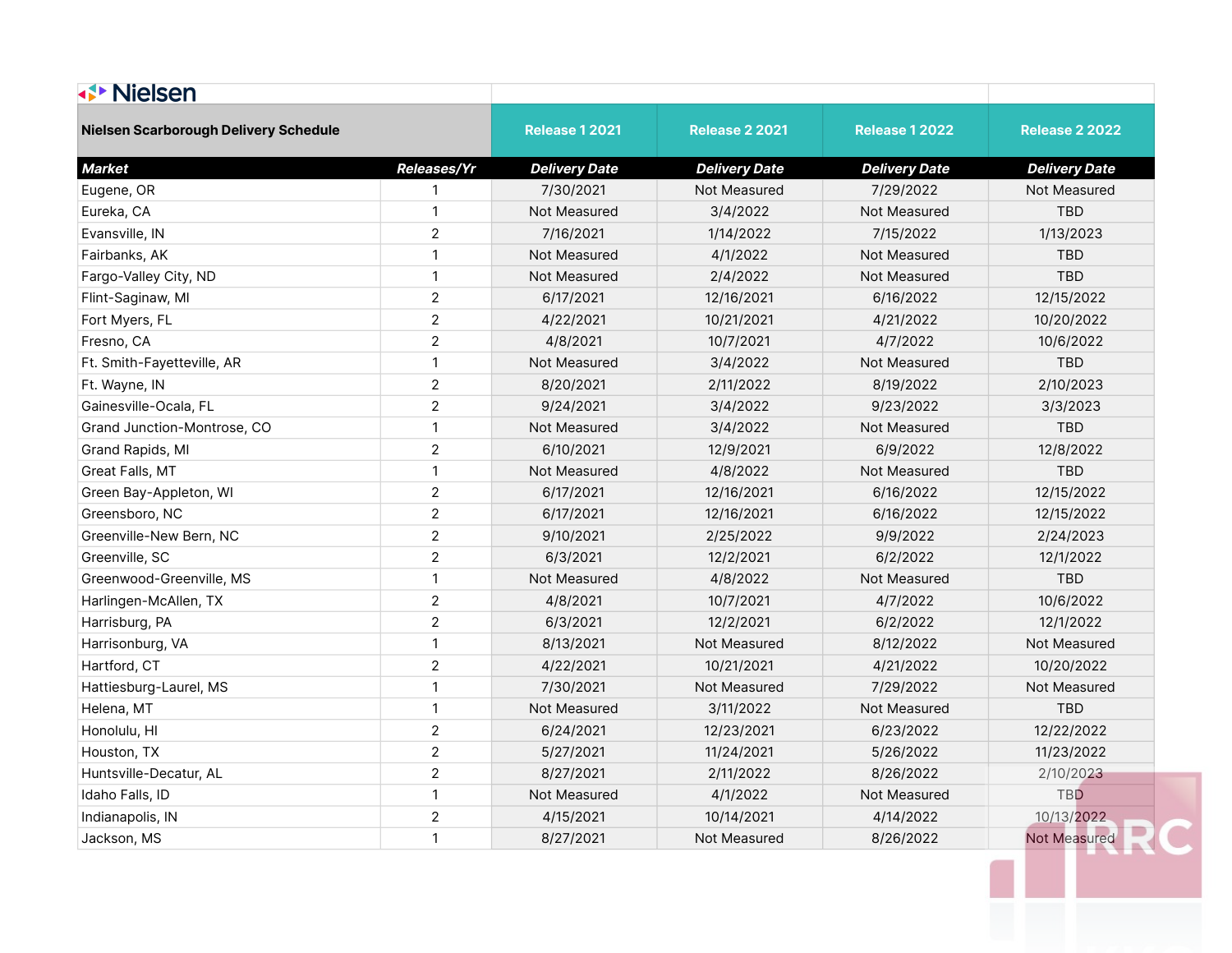Nielsen

| Nielsen Scarborough Delivery Schedule | | Release 1 2021 | Release 2 2021 | Release 1 2022 | Release 2 2022 |
|---|---|---|---|---|---|
| **Market** | **Releases/Yr** | **Delivery Date** | **Delivery Date** | **Delivery Date** | **Delivery Date** |
| Eugene, OR | 1 | 7/30/2021 | Not Measured | 7/29/2022 | Not Measured |
| Eureka, CA | 1 | Not Measured | 3/4/2022 | Not Measured | TBD |
| Evansville, IN | 2 | 7/16/2021 | 1/14/2022 | 7/15/2022 | 1/13/2023 |
| Fairbanks, AK | 1 | Not Measured | 4/1/2022 | Not Measured | TBD |
| Fargo-Valley City, ND | 1 | Not Measured | 2/4/2022 | Not Measured | TBD |
| Flint-Saginaw, MI | 2 | 6/17/2021 | 12/16/2021 | 6/16/2022 | 12/15/2022 |
| Fort Myers, FL | 2 | 4/22/2021 | 10/21/2021 | 4/21/2022 | 10/20/2022 |
| Fresno, CA | 2 | 4/8/2021 | 10/7/2021 | 4/7/2022 | 10/6/2022 |
| Ft. Smith-Fayetteville, AR | 1 | Not Measured | 3/4/2022 | Not Measured | TBD |
| Ft. Wayne, IN | 2 | 8/20/2021 | 2/11/2022 | 8/19/2022 | 2/10/2023 |
| Gainesville-Ocala, FL | 2 | 9/24/2021 | 3/4/2022 | 9/23/2022 | 3/3/2023 |
| Grand Junction-Montrose, CO | 1 | Not Measured | 3/4/2022 | Not Measured | TBD |
| Grand Rapids, MI | 2 | 6/10/2021 | 12/9/2021 | 6/9/2022 | 12/8/2022 |
| Great Falls, MT | 1 | Not Measured | 4/8/2022 | Not Measured | TBD |
| Green Bay-Appleton, WI | 2 | 6/17/2021 | 12/16/2021 | 6/16/2022 | 12/15/2022 |
| Greensboro, NC | 2 | 6/17/2021 | 12/16/2021 | 6/16/2022 | 12/15/2022 |
| Greenville-New Bern, NC | 2 | 9/10/2021 | 2/25/2022 | 9/9/2022 | 2/24/2023 |
| Greenville, SC | 2 | 6/3/2021 | 12/2/2021 | 6/2/2022 | 12/1/2022 |
| Greenwood-Greenville, MS | 1 | Not Measured | 4/8/2022 | Not Measured | TBD |
| Harlingen-McAllen, TX | 2 | 4/8/2021 | 10/7/2021 | 4/7/2022 | 10/6/2022 |
| Harrisburg, PA | 2 | 6/3/2021 | 12/2/2021 | 6/2/2022 | 12/1/2022 |
| Harrisonburg, VA | 1 | 8/13/2021 | Not Measured | 8/12/2022 | Not Measured |
| Hartford, CT | 2 | 4/22/2021 | 10/21/2021 | 4/21/2022 | 10/20/2022 |
| Hattiesburg-Laurel, MS | 1 | 7/30/2021 | Not Measured | 7/29/2022 | Not Measured |
| Helena, MT | 1 | Not Measured | 3/11/2022 | Not Measured | TBD |
| Honolulu, HI | 2 | 6/24/2021 | 12/23/2021 | 6/23/2022 | 12/22/2022 |
| Houston, TX | 2 | 5/27/2021 | 11/24/2021 | 5/26/2022 | 11/23/2022 |
| Huntsville-Decatur, AL | 2 | 8/27/2021 | 2/11/2022 | 8/26/2022 | 2/10/2023 |
| Idaho Falls, ID | 1 | Not Measured | 4/1/2022 | Not Measured | TBD |
| Indianapolis, IN | 2 | 4/15/2021 | 10/14/2021 | 4/14/2022 | 10/13/2022 |
| Jackson, MS | 1 | 8/27/2021 | Not Measured | 8/26/2022 | Not Measured |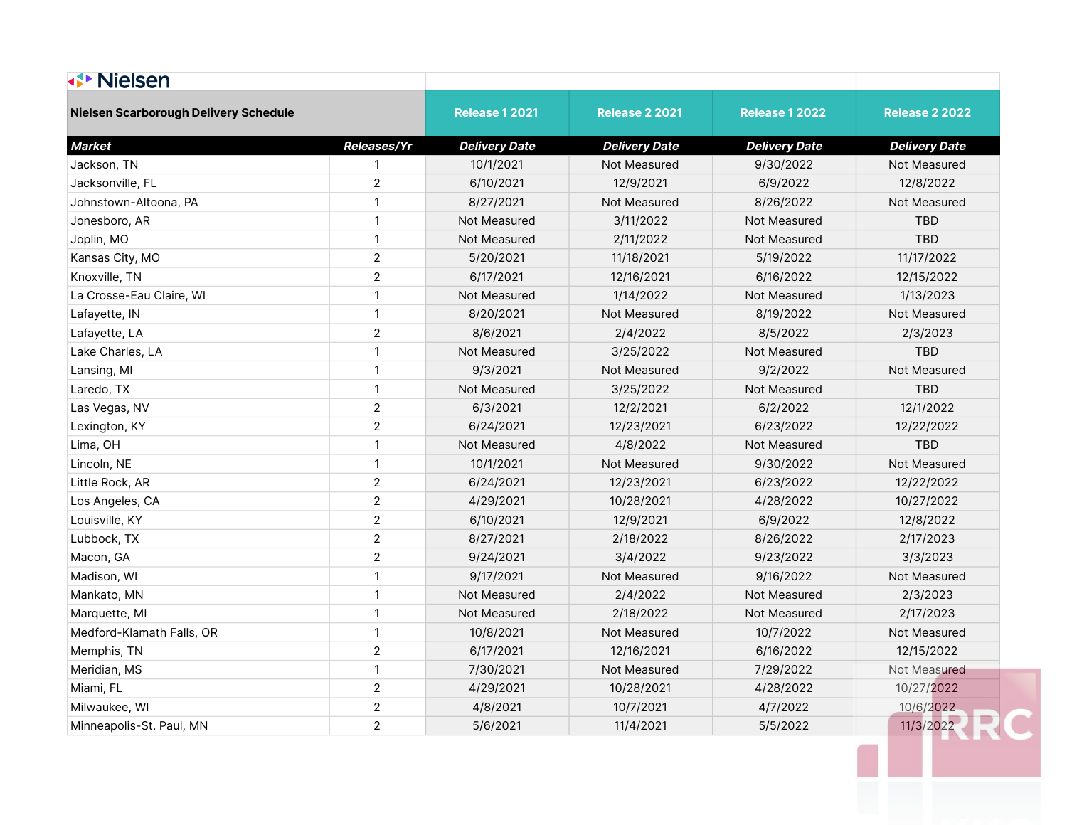Nielsen

| Nielsen Scarborough Delivery Schedule | | Release 1 2021 | Release 2 2021 | Release 1 2022 | Release 2 2022 |
|---|---|---|---|---|---|
| ***Market*** | ***Releases/Yr*** | ***Delivery Date*** | ***Delivery Date*** | ***Delivery Date*** | ***Delivery Date*** |
| Jackson, TN | 1 | 10/1/2021 | Not Measured | 9/30/2022 | Not Measured |
| Jacksonville, FL | 2 | 6/10/2021 | 12/9/2021 | 6/9/2022 | 12/8/2022 |
| Johnstown-Altoona, PA | 1 | 8/27/2021 | Not Measured | 8/26/2022 | Not Measured |
| Jonesboro, AR | 1 | Not Measured | 3/11/2022 | Not Measured | TBD |
| Joplin, MO | 1 | Not Measured | 2/11/2022 | Not Measured | TBD |
| Kansas City, MO | 2 | 5/20/2021 | 11/18/2021 | 5/19/2022 | 11/17/2022 |
| Knoxville, TN | 2 | 6/17/2021 | 12/16/2021 | 6/16/2022 | 12/15/2022 |
| La Crosse-Eau Claire, WI | 1 | Not Measured | 1/14/2022 | Not Measured | 1/13/2023 |
| Lafayette, IN | 1 | 8/20/2021 | Not Measured | 8/19/2022 | Not Measured |
| Lafayette, LA | 2 | 8/6/2021 | 2/4/2022 | 8/5/2022 | 2/3/2023 |
| Lake Charles, LA | 1 | Not Measured | 3/25/2022 | Not Measured | TBD |
| Lansing, MI | 1 | 9/3/2021 | Not Measured | 9/2/2022 | Not Measured |
| Laredo, TX | 1 | Not Measured | 3/25/2022 | Not Measured | TBD |
| Las Vegas, NV | 2 | 6/3/2021 | 12/2/2021 | 6/2/2022 | 12/1/2022 |
| Lexington, KY | 2 | 6/24/2021 | 12/23/2021 | 6/23/2022 | 12/22/2022 |
| Lima, OH | 1 | Not Measured | 4/8/2022 | Not Measured | TBD |
| Lincoln, NE | 1 | 10/1/2021 | Not Measured | 9/30/2022 | Not Measured |
| Little Rock, AR | 2 | 6/24/2021 | 12/23/2021 | 6/23/2022 | 12/22/2022 |
| Los Angeles, CA | 2 | 4/29/2021 | 10/28/2021 | 4/28/2022 | 10/27/2022 |
| Louisville, KY | 2 | 6/10/2021 | 12/9/2021 | 6/9/2022 | 12/8/2022 |
| Lubbock, TX | 2 | 8/27/2021 | 2/18/2022 | 8/26/2022 | 2/17/2023 |
| Macon, GA | 2 | 9/24/2021 | 3/4/2022 | 9/23/2022 | 3/3/2023 |
| Madison, WI | 1 | 9/17/2021 | Not Measured | 9/16/2022 | Not Measured |
| Mankato, MN | 1 | Not Measured | 2/4/2022 | Not Measured | 2/3/2023 |
| Marquette, MI | 1 | Not Measured | 2/18/2022 | Not Measured | 2/17/2023 |
| Medford-Klamath Falls, OR | 1 | 10/8/2021 | Not Measured | 10/7/2022 | Not Measured |
| Memphis, TN | 2 | 6/17/2021 | 12/16/2021 | 6/16/2022 | 12/15/2022 |
| Meridian, MS | 1 | 7/30/2021 | Not Measured | 7/29/2022 | Not Measured |
| Miami, FL | 2 | 4/29/2021 | 10/28/2021 | 4/28/2022 | 10/27/2022 |
| Milwaukee, WI | 2 | 4/8/2021 | 10/7/2021 | 4/7/2022 | 10/6/2022 |
| Minneapolis-St. Paul, MN | 2 | 5/6/2021 | 11/4/2021 | 5/5/2022 | 11/3/2022 |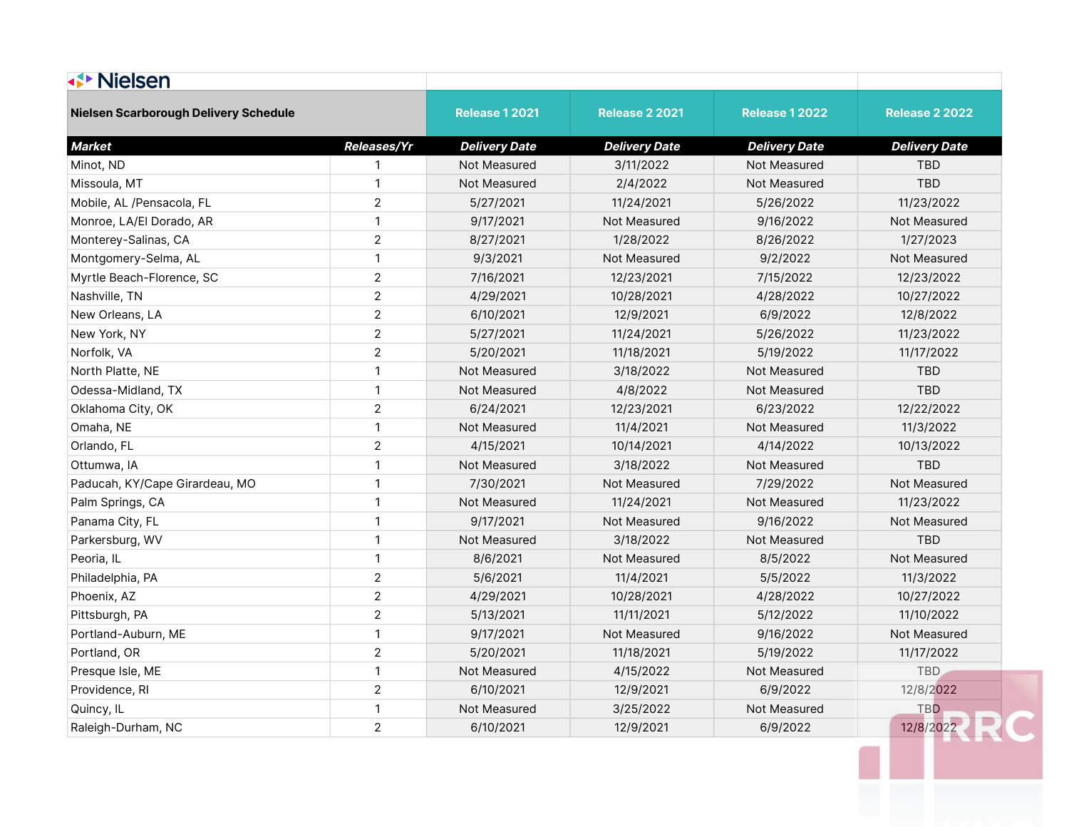| Nielsen Scarborough Delivery Schedule | | Release 1 2021 | Release 2 2021 | Release 1 2022 | Release 2 2022 |
|---|---|---|---|---|---|
| ***Market*** | ***Releases/Yr*** | ***Delivery Date*** | ***Delivery Date*** | ***Delivery Date*** | ***Delivery Date*** |
| Minot, ND | 1 | Not Measured | 3/11/2022 | Not Measured | TBD |
| Missoula, MT | 1 | Not Measured | 2/4/2022 | Not Measured | TBD |
| Mobile, AL /Pensacola, FL | 2 | 5/27/2021 | 11/24/2021 | 5/26/2022 | 11/23/2022 |
| Monroe, LA/El Dorado, AR | 1 | 9/17/2021 | Not Measured | 9/16/2022 | Not Measured |
| Monterey-Salinas, CA | 2 | 8/27/2021 | 1/28/2022 | 8/26/2022 | 1/27/2023 |
| Montgomery-Selma, AL | 1 | 9/3/2021 | Not Measured | 9/2/2022 | Not Measured |
| Myrtle Beach-Florence, SC | 2 | 7/16/2021 | 12/23/2021 | 7/15/2022 | 12/23/2022 |
| Nashville, TN | 2 | 4/29/2021 | 10/28/2021 | 4/28/2022 | 10/27/2022 |
| New Orleans, LA | 2 | 6/10/2021 | 12/9/2021 | 6/9/2022 | 12/8/2022 |
| New York, NY | 2 | 5/27/2021 | 11/24/2021 | 5/26/2022 | 11/23/2022 |
| Norfolk, VA | 2 | 5/20/2021 | 11/18/2021 | 5/19/2022 | 11/17/2022 |
| North Platte, NE | 1 | Not Measured | 3/18/2022 | Not Measured | TBD |
| Odessa-Midland, TX | 1 | Not Measured | 4/8/2022 | Not Measured | TBD |
| Oklahoma City, OK | 2 | 6/24/2021 | 12/23/2021 | 6/23/2022 | 12/22/2022 |
| Omaha, NE | 1 | Not Measured | 11/4/2021 | Not Measured | 11/3/2022 |
| Orlando, FL | 2 | 4/15/2021 | 10/14/2021 | 4/14/2022 | 10/13/2022 |
| Ottumwa, IA | 1 | Not Measured | 3/18/2022 | Not Measured | TBD |
| Paducah, KY/Cape Girardeau, MO | 1 | 7/30/2021 | Not Measured | 7/29/2022 | Not Measured |
| Palm Springs, CA | 1 | Not Measured | 11/24/2021 | Not Measured | 11/23/2022 |
| Panama City, FL | 1 | 9/17/2021 | Not Measured | 9/16/2022 | Not Measured |
| Parkersburg, WV | 1 | Not Measured | 3/18/2022 | Not Measured | TBD |
| Peoria, IL | 1 | 8/6/2021 | Not Measured | 8/5/2022 | Not Measured |
| Philadelphia, PA | 2 | 5/6/2021 | 11/4/2021 | 5/5/2022 | 11/3/2022 |
| Phoenix, AZ | 2 | 4/29/2021 | 10/28/2021 | 4/28/2022 | 10/27/2022 |
| Pittsburgh, PA | 2 | 5/13/2021 | 11/11/2021 | 5/12/2022 | 11/10/2022 |
| Portland-Auburn, ME | 1 | 9/17/2021 | Not Measured | 9/16/2022 | Not Measured |
| Portland, OR | 2 | 5/20/2021 | 11/18/2021 | 5/19/2022 | 11/17/2022 |
| Presque Isle, ME | 1 | Not Measured | 4/15/2022 | Not Measured | TBD |
| Providence, RI | 2 | 6/10/2021 | 12/9/2021 | 6/9/2022 | 12/8/2022 |
| Quincy, IL | 1 | Not Measured | 3/25/2022 | Not Measured | TBD |
| Raleigh-Durham, NC | 2 | 6/10/2021 | 12/9/2021 | 6/9/2022 | 12/8/2022 |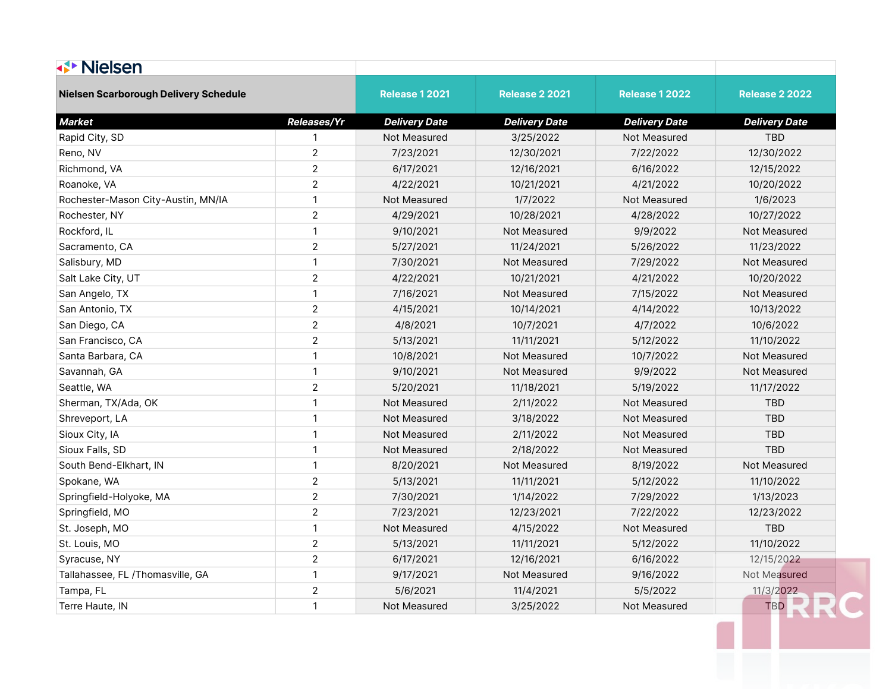Nielsen

| Nielsen Scarborough Delivery Schedule | | Release 1 2021 | Release 2 2021 | Release 1 2022 | Release 2 2022 |
|---|---|---|---|---|---|
| ***Market*** | ***Releases/Yr*** | ***Delivery Date*** | ***Delivery Date*** | ***Delivery Date*** | ***Delivery Date*** |
| Rapid City, SD | 1 | Not Measured | 3/25/2022 | Not Measured | TBD |
| Reno, NV | 2 | 7/23/2021 | 12/30/2021 | 7/22/2022 | 12/30/2022 |
| Richmond, VA | 2 | 6/17/2021 | 12/16/2021 | 6/16/2022 | 12/15/2022 |
| Roanoke, VA | 2 | 4/22/2021 | 10/21/2021 | 4/21/2022 | 10/20/2022 |
| Rochester-Mason City-Austin, MN/IA | 1 | Not Measured | 1/7/2022 | Not Measured | 1/6/2023 |
| Rochester, NY | 2 | 4/29/2021 | 10/28/2021 | 4/28/2022 | 10/27/2022 |
| Rockford, IL | 1 | 9/10/2021 | Not Measured | 9/9/2022 | Not Measured |
| Sacramento, CA | 2 | 5/27/2021 | 11/24/2021 | 5/26/2022 | 11/23/2022 |
| Salisbury, MD | 1 | 7/30/2021 | Not Measured | 7/29/2022 | Not Measured |
| Salt Lake City, UT | 2 | 4/22/2021 | 10/21/2021 | 4/21/2022 | 10/20/2022 |
| San Angelo, TX | 1 | 7/16/2021 | Not Measured | 7/15/2022 | Not Measured |
| San Antonio, TX | 2 | 4/15/2021 | 10/14/2021 | 4/14/2022 | 10/13/2022 |
| San Diego, CA | 2 | 4/8/2021 | 10/7/2021 | 4/7/2022 | 10/6/2022 |
| San Francisco, CA | 2 | 5/13/2021 | 11/11/2021 | 5/12/2022 | 11/10/2022 |
| Santa Barbara, CA | 1 | 10/8/2021 | Not Measured | 10/7/2022 | Not Measured |
| Savannah, GA | 1 | 9/10/2021 | Not Measured | 9/9/2022 | Not Measured |
| Seattle, WA | 2 | 5/20/2021 | 11/18/2021 | 5/19/2022 | 11/17/2022 |
| Sherman, TX/Ada, OK | 1 | Not Measured | 2/11/2022 | Not Measured | TBD |
| Shreveport, LA | 1 | Not Measured | 3/18/2022 | Not Measured | TBD |
| Sioux City, IA | 1 | Not Measured | 2/11/2022 | Not Measured | TBD |
| Sioux Falls, SD | 1 | Not Measured | 2/18/2022 | Not Measured | TBD |
| South Bend-Elkhart, IN | 1 | 8/20/2021 | Not Measured | 8/19/2022 | Not Measured |
| Spokane, WA | 2 | 5/13/2021 | 11/11/2021 | 5/12/2022 | 11/10/2022 |
| Springfield-Holyoke, MA | 2 | 7/30/2021 | 1/14/2022 | 7/29/2022 | 1/13/2023 |
| Springfield, MO | 2 | 7/23/2021 | 12/23/2021 | 7/22/2022 | 12/23/2022 |
| St. Joseph, MO | 1 | Not Measured | 4/15/2022 | Not Measured | TBD |
| St. Louis, MO | 2 | 5/13/2021 | 11/11/2021 | 5/12/2022 | 11/10/2022 |
| Syracuse, NY | 2 | 6/17/2021 | 12/16/2021 | 6/16/2022 | 12/15/2022 |
| Tallahassee, FL /Thomasville, GA | 1 | 9/17/2021 | Not Measured | 9/16/2022 | Not Measured |
| Tampa, FL | 2 | 5/6/2021 | 11/4/2021 | 5/5/2022 | 11/3/2022 |
| Terre Haute, IN | 1 | Not Measured | 3/25/2022 | Not Measured | TBD |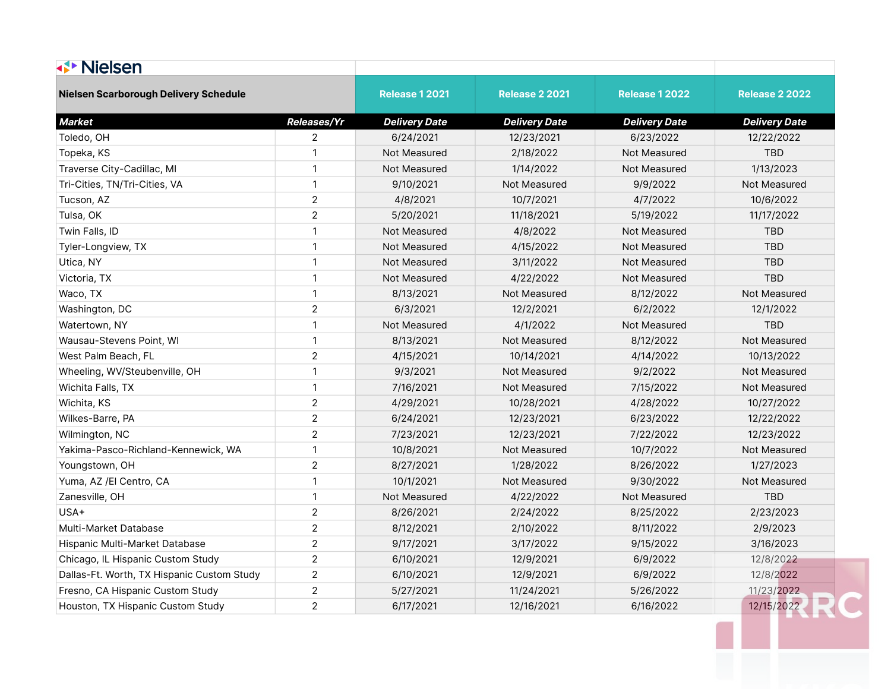Nielsen

| Nielsen Scarborough Delivery Schedule | | Release 1 2021 | Release 2 2021 | Release 1 2022 | Release 2 2022 |
|---|---|---|---|---|---|
| **Market** | **Releases/Yr** | **Delivery Date** | **Delivery Date** | **Delivery Date** | **Delivery Date** |
| Toledo, OH | 2 | 6/24/2021 | 12/23/2021 | 6/23/2022 | 12/22/2022 |
| Topeka, KS | 1 | Not Measured | 2/18/2022 | Not Measured | TBD |
| Traverse City-Cadillac, MI | 1 | Not Measured | 1/14/2022 | Not Measured | 1/13/2023 |
| Tri-Cities, TN/Tri-Cities, VA | 1 | 9/10/2021 | Not Measured | 9/9/2022 | Not Measured |
| Tucson, AZ | 2 | 4/8/2021 | 10/7/2021 | 4/7/2022 | 10/6/2022 |
| Tulsa, OK | 2 | 5/20/2021 | 11/18/2021 | 5/19/2022 | 11/17/2022 |
| Twin Falls, ID | 1 | Not Measured | 4/8/2022 | Not Measured | TBD |
| Tyler-Longview, TX | 1 | Not Measured | 4/15/2022 | Not Measured | TBD |
| Utica, NY | 1 | Not Measured | 3/11/2022 | Not Measured | TBD |
| Victoria, TX | 1 | Not Measured | 4/22/2022 | Not Measured | TBD |
| Waco, TX | 1 | 8/13/2021 | Not Measured | 8/12/2022 | Not Measured |
| Washington, DC | 2 | 6/3/2021 | 12/2/2021 | 6/2/2022 | 12/1/2022 |
| Watertown, NY | 1 | Not Measured | 4/1/2022 | Not Measured | TBD |
| Wausau-Stevens Point, WI | 1 | 8/13/2021 | Not Measured | 8/12/2022 | Not Measured |
| West Palm Beach, FL | 2 | 4/15/2021 | 10/14/2021 | 4/14/2022 | 10/13/2022 |
| Wheeling, WV/Steubenville, OH | 1 | 9/3/2021 | Not Measured | 9/2/2022 | Not Measured |
| Wichita Falls, TX | 1 | 7/16/2021 | Not Measured | 7/15/2022 | Not Measured |
| Wichita, KS | 2 | 4/29/2021 | 10/28/2021 | 4/28/2022 | 10/27/2022 |
| Wilkes-Barre, PA | 2 | 6/24/2021 | 12/23/2021 | 6/23/2022 | 12/22/2022 |
| Wilmington, NC | 2 | 7/23/2021 | 12/23/2021 | 7/22/2022 | 12/23/2022 |
| Yakima-Pasco-Richland-Kennewick, WA | 1 | 10/8/2021 | Not Measured | 10/7/2022 | Not Measured |
| Youngstown, OH | 2 | 8/27/2021 | 1/28/2022 | 8/26/2022 | 1/27/2023 |
| Yuma, AZ /El Centro, CA | 1 | 10/1/2021 | Not Measured | 9/30/2022 | Not Measured |
| Zanesville, OH | 1 | Not Measured | 4/22/2022 | Not Measured | TBD |
| USA+ | 2 | 8/26/2021 | 2/24/2022 | 8/25/2022 | 2/23/2023 |
| Multi-Market Database | 2 | 8/12/2021 | 2/10/2022 | 8/11/2022 | 2/9/2023 |
| Hispanic Multi-Market Database | 2 | 9/17/2021 | 3/17/2022 | 9/15/2022 | 3/16/2023 |
| Chicago, IL Hispanic Custom Study | 2 | 6/10/2021 | 12/9/2021 | 6/9/2022 | 12/8/2022 |
| Dallas-Ft. Worth, TX Hispanic Custom Study | 2 | 6/10/2021 | 12/9/2021 | 6/9/2022 | 12/8/2022 |
| Fresno, CA Hispanic Custom Study | 2 | 5/27/2021 | 11/24/2021 | 5/26/2022 | 11/23/2022 |
| Houston, TX Hispanic Custom Study | 2 | 6/17/2021 | 12/16/2021 | 6/16/2022 | 12/15/2022 |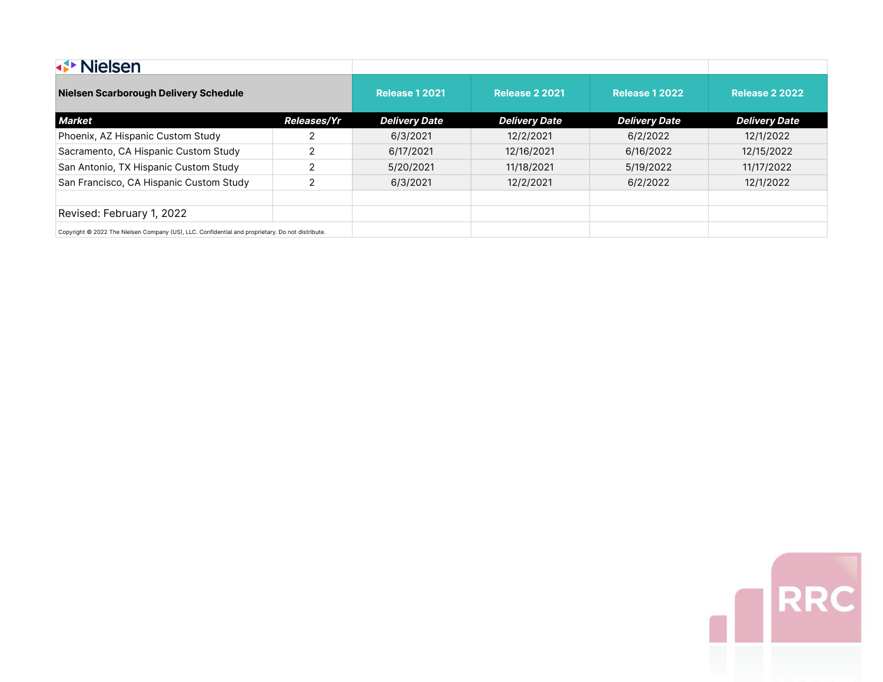Nielsen

| Nielsen Scarborough Delivery Schedule | | Release 1 2021 | Release 2 2021 | Release 1 2022 | Release 2 2022 |
|---|---|---|---|---|---|
| ***Market*** | ***Releases/Yr*** | ***Delivery Date*** | ***Delivery Date*** | ***Delivery Date*** | ***Delivery Date*** |
| Phoenix, AZ Hispanic Custom Study | 2 | 6/3/2021 | 12/2/2021 | 6/2/2022 | 12/1/2022 |
| Sacramento, CA Hispanic Custom Study | 2 | 6/17/2021 | 12/16/2021 | 6/16/2022 | 12/15/2022 |
| San Antonio, TX Hispanic Custom Study | 2 | 5/20/2021 | 11/18/2021 | 5/19/2022 | 11/17/2022 |
| San Francisco, CA Hispanic Custom Study | 2 | 6/3/2021 | 12/2/2021 | 6/2/2022 | 12/1/2022 |

Revised: February 1, 2022

Copyright © 2022 The Nielsen Company (US), LLC. Confidential and proprietary. Do not distribute.